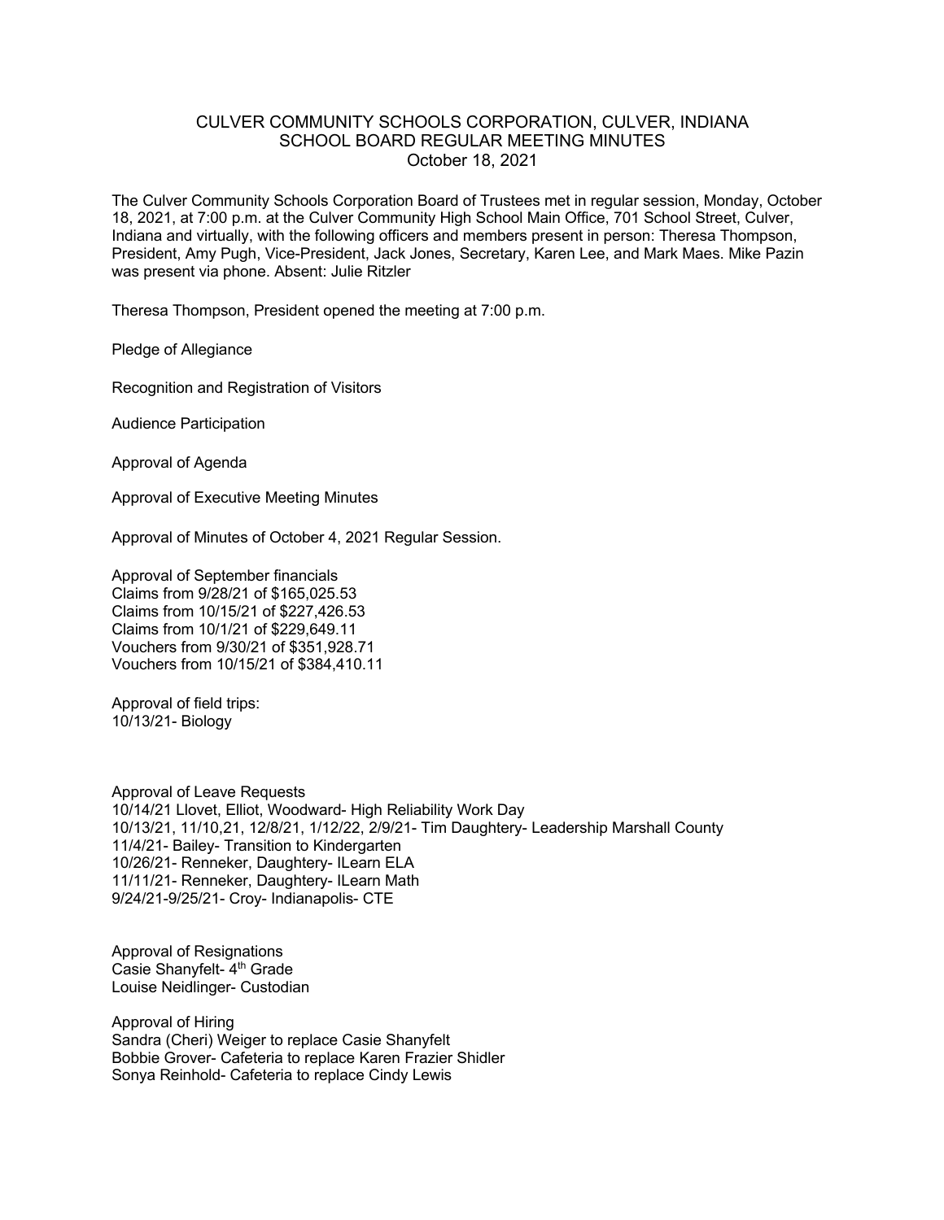# CULVER COMMUNITY SCHOOLS CORPORATION, CULVER, INDIANA
## SCHOOL BOARD REGULAR MEETING MINUTES
### October 18, 2021

The Culver Community Schools Corporation Board of Trustees met in regular session, Monday, October 18, 2021, at 7:00 p.m. at the Culver Community High School Main Office, 701 School Street, Culver, Indiana and virtually, with the following officers and members present in person: Theresa Thompson, President, Amy Pugh, Vice-President, Jack Jones, Secretary, Karen Lee, and Mark Maes. Mike Pazin was present via phone. Absent: Julie Ritzler

Theresa Thompson, President opened the meeting at 7:00 p.m.

Pledge of Allegiance

Recognition and Registration of Visitors

Audience Participation

Approval of Agenda

Approval of Executive Meeting Minutes

Approval of Minutes of October 4, 2021 Regular Session.

Approval of September financials
Claims from 9/28/21 of $165,025.53
Claims from 10/15/21 of $227,426.53
Claims from 10/1/21 of $229,649.11
Vouchers from 9/30/21 of $351,928.71
Vouchers from 10/15/21 of $384,410.11

Approval of field trips:
10/13/21- Biology

Approval of Leave Requests
10/14/21 Llovet, Elliot, Woodward- High Reliability Work Day
10/13/21, 11/10,21, 12/8/21, 1/12/22, 2/9/21- Tim Daughtery- Leadership Marshall County
11/4/21- Bailey- Transition to Kindergarten
10/26/21- Renneker, Daughtery- ILearn ELA
11/11/21- Renneker, Daughtery- ILearn Math
9/24/21-9/25/21- Croy- Indianapolis- CTE

Approval of Resignations
Casie Shanyfelt- 4th Grade
Louise Neidlinger- Custodian

Approval of Hiring
Sandra (Cheri) Weiger to replace Casie Shanyfelt
Bobbie Grover- Cafeteria to replace Karen Frazier Shidler
Sonya Reinhold- Cafeteria to replace Cindy Lewis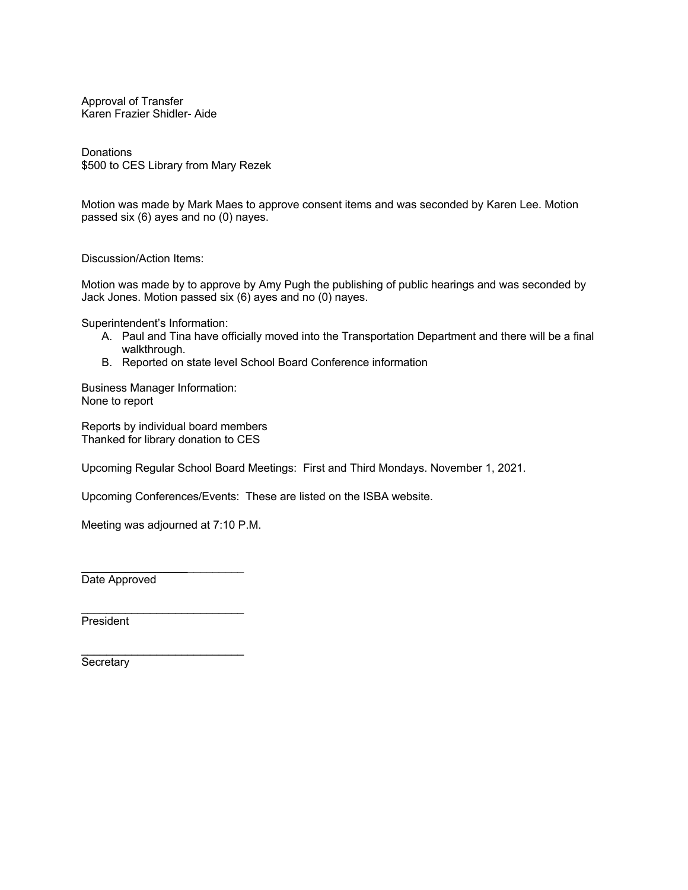Approval of Transfer
Karen Frazier Shidler- Aide

Donations
$500 to CES Library from Mary Rezek

Motion was made by Mark Maes to approve consent items and was seconded by Karen Lee. Motion passed six (6) ayes and no (0) nayes.

Discussion/Action Items:

Motion was made by to approve by Amy Pugh the publishing of public hearings and was seconded by Jack Jones. Motion passed six (6) ayes and no (0) nayes.

Superintendent's Information:

A. Paul and Tina have officially moved into the Transportation Department and there will be a final walkthrough.
B. Reported on state level School Board Conference information

Business Manager Information:
None to report

Reports by individual board members
Thanked for library donation to CES

Upcoming Regular School Board Meetings: First and Third Mondays. November 1, 2021.

Upcoming Conferences/Events: These are listed on the ISBA website.

Meeting was adjourned at 7:10 P.M.

__________________________
Date Approved

__________________________
President

__________________________
Secretary